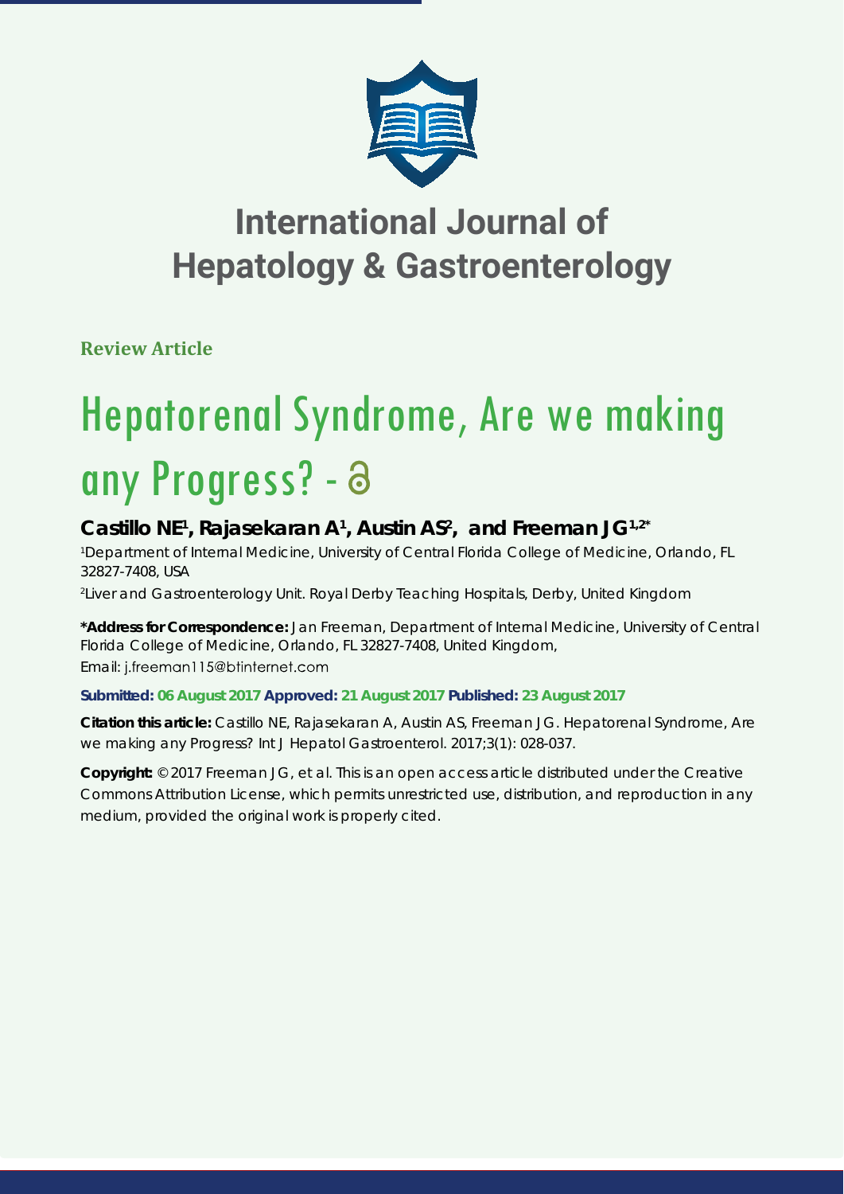# International Journal of Hepatology & Gastroenterology

**Review Article**

# Hepatorenal Syndrome, Are we making any Progress? -

## Castillo NE[1], Rajasekaran A[1], Austin AS[2], and Freeman JG[1,2*]

[1]Department of Internal Medicine, University of Central Florida College of Medicine, Orlando, FL 32827-7408, USA

[2]Liver and Gastroenterology Unit. Royal Derby Teaching Hospitals, Derby, United Kingdom

**\*Address for Correspondence:** Jan Freeman, Department of Internal Medicine, University of Central Florida College of Medicine, Orlando, FL 32827-7408, United Kingdom, Email: j.freeman115@btinternet.com

**Submitted: 06 August 2017 Approved: 21 August 2017 Published: 23 August 2017**

**Citation this article:** Castillo NE, Rajasekaran A, Austin AS, Freeman JG. Hepatorenal Syndrome, Are we making any Progress? Int J Hepatol Gastroenterol. 2017;3(1): 028-037.

**Copyright:** © 2017 Freeman JG, et al. This is an open access article distributed under the Creative Commons Attribution License, which permits unrestricted use, distribution, and reproduction in any medium, provided the original work is properly cited.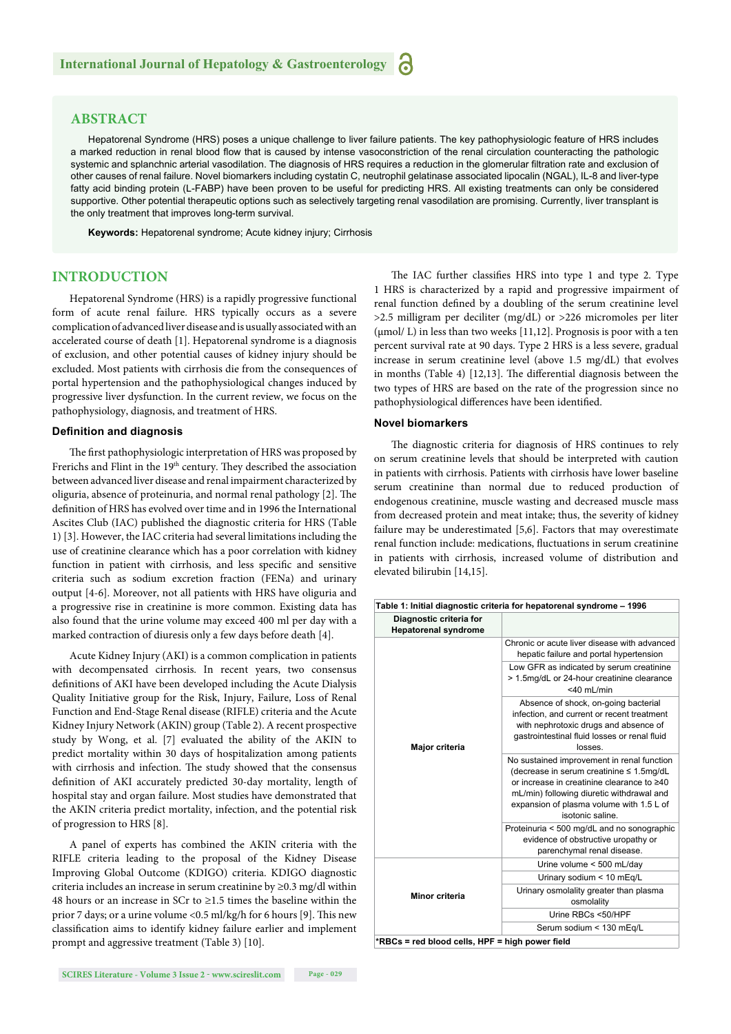## ABSTRACT

Hepatorenal Syndrome (HRS) poses a unique challenge to liver failure patients. The key pathophysiologic feature of HRS includes a marked reduction in renal blood flow that is caused by intense vasoconstriction of the renal circulation counteracting the pathologic systemic and splanchnic arterial vasodilation. The diagnosis of HRS requires a reduction in the glomerular filtration rate and exclusion of other causes of renal failure. Novel biomarkers including cystatin C, neutrophil gelatinase associated lipocalin (NGAL), IL-8 and liver-type fatty acid binding protein (L-FABP) have been proven to be useful for predicting HRS. All existing treatments can only be considered supportive. Other potential therapeutic options such as selectively targeting renal vasodilation are promising. Currently, liver transplant is the only treatment that improves long-term survival.

**Keywords:** Hepatorenal syndrome; Acute kidney injury; Cirrhosis

## INTRODUCTION

Hepatorenal Syndrome (HRS) is a rapidly progressive functional form of acute renal failure. HRS typically occurs as a severe complication of advanced liver disease and is usually associated with an accelerated course of death [1]. Hepatorenal syndrome is a diagnosis of exclusion, and other potential causes of kidney injury should be excluded. Most patients with cirrhosis die from the consequences of portal hypertension and the pathophysiological changes induced by progressive liver dysfunction. In the current review, we focus on the pathophysiology, diagnosis, and treatment of HRS.

### Definition and diagnosis

The first pathophysiologic interpretation of HRS was proposed by Frerichs and Flint in the 19th century. They described the association between advanced liver disease and renal impairment characterized by oliguria, absence of proteinuria, and normal renal pathology [2]. The definition of HRS has evolved over time and in 1996 the International Ascites Club (IAC) published the diagnostic criteria for HRS (Table 1) [3]. However, the IAC criteria had several limitations including the use of creatinine clearance which has a poor correlation with kidney function in patient with cirrhosis, and less specific and sensitive criteria such as sodium excretion fraction (FENa) and urinary output [4-6]. Moreover, not all patients with HRS have oliguria and a progressive rise in creatinine is more common. Existing data has also found that the urine volume may exceed 400 ml per day with a marked contraction of diuresis only a few days before death [4].

Acute Kidney Injury (AKI) is a common complication in patients with decompensated cirrhosis. In recent years, two consensus definitions of AKI have been developed including the Acute Dialysis Quality Initiative group for the Risk, Injury, Failure, Loss of Renal Function and End-Stage Renal disease (RIFLE) criteria and the Acute Kidney Injury Network (AKIN) group (Table 2). A recent prospective study by Wong, et al. [7] evaluated the ability of the AKIN to predict mortality within 30 days of hospitalization among patients with cirrhosis and infection. The study showed that the consensus definition of AKI accurately predicted 30-day mortality, length of hospital stay and organ failure. Most studies have demonstrated that the AKIN criteria predict mortality, infection, and the potential risk of progression to HRS [8].

A panel of experts has combined the AKIN criteria with the RIFLE criteria leading to the proposal of the Kidney Disease Improving Global Outcome (KDIGO) criteria. KDIGO diagnostic criteria includes an increase in serum creatinine by ≥0.3 mg/dl within 48 hours or an increase in SCr to ≥1.5 times the baseline within the prior 7 days; or a urine volume <0.5 ml/kg/h for 6 hours [9]. This new classification aims to identify kidney failure earlier and implement prompt and aggressive treatment (Table 3) [10].

The IAC further classifies HRS into type 1 and type 2. Type 1 HRS is characterized by a rapid and progressive impairment of renal function defined by a doubling of the serum creatinine level >2.5 milligram per deciliter (mg/dL) or >226 micromoles per liter (μmol/ L) in less than two weeks [11,12]. Prognosis is poor with a ten percent survival rate at 90 days. Type 2 HRS is a less severe, gradual increase in serum creatinine level (above 1.5 mg/dL) that evolves in months (Table 4) [12,13]. The differential diagnosis between the two types of HRS are based on the rate of the progression since no pathophysiological differences have been identified.

### Novel biomarkers

The diagnostic criteria for diagnosis of HRS continues to rely on serum creatinine levels that should be interpreted with caution in patients with cirrhosis. Patients with cirrhosis have lower baseline serum creatinine than normal due to reduced production of endogenous creatinine, muscle wasting and decreased muscle mass from decreased protein and meat intake; thus, the severity of kidney failure may be underestimated [5,6]. Factors that may overestimate renal function include: medications, fluctuations in serum creatinine in patients with cirrhosis, increased volume of distribution and elevated bilirubin [14,15].

**Table 1: Initial diagnostic criteria for hepatorenal syndrome – 1996**

| Diagnostic criteria for Hepatorenal syndrome | |
|---|---|
| Major criteria | Chronic or acute liver disease with advanced hepatic failure and portal hypertension |
| | Low GFR as indicated by serum creatinine > 1.5mg/dL or 24-hour creatinine clearance <40 mL/min |
| | Absence of shock, on-going bacterial infection, and current or recent treatment with nephrotoxic drugs and absence of gastrointestinal fluid losses or renal fluid losses. |
| | No sustained improvement in renal function (decrease in serum creatinine ≤ 1.5mg/dL or increase in creatinine clearance to ≥40 mL/min) following diuretic withdrawal and expansion of plasma volume with 1.5 L of isotonic saline. |
| | Proteinuria < 500 mg/dL and no sonographic evidence of obstructive uropathy or parenchymal renal disease. |
| Minor criteria | Urine volume < 500 mL/day |
| | Urinary sodium < 10 mEq/L |
| | Urinary osmolality greater than plasma osmolality |
| | Urine RBCs <50/HPF |
| | Serum sodium < 130 mEq/L |

*RBCs = red blood cells, HPF = high power field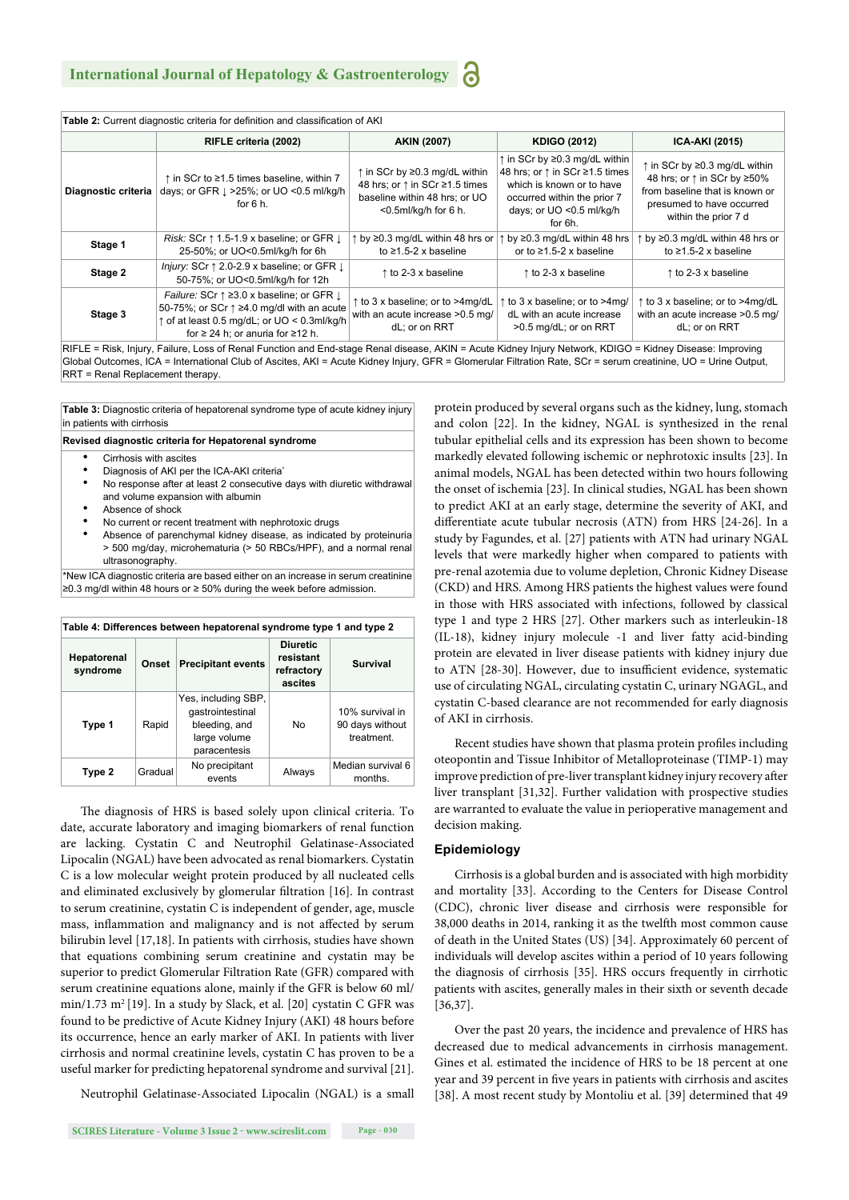**Table 2:** Current diagnostic criteria for definition and classification of AKI

| | RIFLE criteria (2002) | AKIN (2007) | KDIGO (2012) | ICA-AKI (2015) |
|---|---|---|---|---|
| **Diagnostic criteria** | ↑ in SCr to ≥1.5 times baseline, within 7 days; or GFR ↓ >25%; or UO <0.5 ml/kg/h for 6 h. | ↑ in SCr by ≥0.3 mg/dL within 48 hrs; or ↑ in SCr ≥1.5 times baseline within 48 hrs; or UO <0.5ml/kg/h for 6 h. | ↑ in SCr by ≥0.3 mg/dL within 48 hrs; or ↑ in SCr ≥1.5 times which is known or to have occurred within the prior 7 days; or UO <0.5 ml/kg/h for 6h. | ↑ in SCr by ≥0.3 mg/dL within 48 hrs; or ↑ in SCr by ≥50% from baseline that is known or presumed to have occurred within the prior 7 d |
| **Stage 1** | *Risk:* SCr ↑ 1.5-1.9 x baseline; or GFR ↓ 25-50%; or UO<0.5ml/kg/h for 6h | ↑ by ≥0.3 mg/dL within 48 hrs or to ≥1.5-2 x baseline | ↑ by ≥0.3 mg/dL within 48 hrs or to ≥1.5-2 x baseline | ↑ by ≥0.3 mg/dL within 48 hrs or to ≥1.5-2 x baseline |
| **Stage 2** | *Injury:* SCr ↑ 2.0-2.9 x baseline; or GFR ↓ 50-75%; or UO<0.5ml/kg/h for 12h | ↑ to 2-3 x baseline | ↑ to 2-3 x baseline | ↑ to 2-3 x baseline |
| **Stage 3** | *Failure:* SCr ↑ ≥3.0 x baseline; or GFR ↓ 50-75%; or SCr ↑ ≥4.0 mg/dl with an acute ↑ of at least 0.5 mg/dL; or UO < 0.3ml/kg/h for ≥ 24 h; or anuria for ≥12 h. | ↑ to 3 x baseline; or to >4mg/dL with an acute increase >0.5 mg/dL; or on RRT | ↑ to 3 x baseline; or to >4mg/dL with an acute increase >0.5 mg/dL; or on RRT | ↑ to 3 x baseline; or to >4mg/dL with an acute increase >0.5 mg/dL; or on RRT |

RIFLE = Risk, Injury, Failure, Loss of Renal Function and End-stage Renal disease, AKIN = Acute Kidney Injury Network, KDIGO = Kidney Disease: Improving Global Outcomes, ICA = International Club of Ascites, AKI = Acute Kidney Injury, GFR = Glomerular Filtration Rate, SCr = serum creatinine, UO = Urine Output, RRT = Renal Replacement therapy.

**Table 3:** Diagnostic criteria of hepatorenal syndrome type of acute kidney injury in patients with cirrhosis

**Revised diagnostic criteria for Hepatorenal syndrome**

- Cirrhosis with ascites
- Diagnosis of AKI per the ICA-AKI criteria*
- No response after at least 2 consecutive days with diuretic withdrawal and volume expansion with albumin
- Absence of shock
- No current or recent treatment with nephrotoxic drugs
- Absence of parenchymal kidney disease, as indicated by proteinuria > 500 mg/day, microhematuria (> 50 RBCs/HPF), and a normal renal ultrasonography.

*New ICA diagnostic criteria are based either on an increase in serum creatinine ≥0.3 mg/dl within 48 hours or ≥ 50% during the week before admission.

**Table 4: Differences between hepatorenal syndrome type 1 and type 2**

| Hepatorenal syndrome | Onset | Precipitant events | Diuretic resistant refractory ascites | Survival |
|---|---|---|---|---|
| **Type 1** | Rapid | Yes, including SBP, gastrointestinal bleeding, and large volume paracentesis | No | 10% survival in 90 days without treatment. |
| **Type 2** | Gradual | No precipitant events | Always | Median survival 6 months. |

The diagnosis of HRS is based solely upon clinical criteria. To date, accurate laboratory and imaging biomarkers of renal function are lacking. Cystatin C and Neutrophil Gelatinase-Associated Lipocalin (NGAL) have been advocated as renal biomarkers. Cystatin C is a low molecular weight protein produced by all nucleated cells and eliminated exclusively by glomerular filtration [16]. In contrast to serum creatinine, cystatin C is independent of gender, age, muscle mass, inflammation and malignancy and is not affected by serum bilirubin level [17,18]. In patients with cirrhosis, studies have shown that equations combining serum creatinine and cystatin may be superior to predict Glomerular Filtration Rate (GFR) compared with serum creatinine equations alone, mainly if the GFR is below 60 ml/min/1.73 $m^2$ [19]. In a study by Slack, et al. [20] cystatin C GFR was found to be predictive of Acute Kidney Injury (AKI) 48 hours before its occurrence, hence an early marker of AKI. In patients with liver cirrhosis and normal creatinine levels, cystatin C has proven to be a useful marker for predicting hepatorenal syndrome and survival [21].

Neutrophil Gelatinase-Associated Lipocalin (NGAL) is a small protein produced by several organs such as the kidney, lung, stomach and colon [22]. In the kidney, NGAL is synthesized in the renal tubular epithelial cells and its expression has been shown to become markedly elevated following ischemic or nephrotoxic insults [23]. In animal models, NGAL has been detected within two hours following the onset of ischemia [23]. In clinical studies, NGAL has been shown to predict AKI at an early stage, determine the severity of AKI, and differentiate acute tubular necrosis (ATN) from HRS [24-26]. In a study by Fagundes, et al. [27] patients with ATN had urinary NGAL levels that were markedly higher when compared to patients with pre-renal azotemia due to volume depletion, Chronic Kidney Disease (CKD) and HRS. Among HRS patients the highest values were found in those with HRS associated with infections, followed by classical type 1 and type 2 HRS [27]. Other markers such as interleukin-18 (IL-18), kidney injury molecule -1 and liver fatty acid-binding protein are elevated in liver disease patients with kidney injury due to ATN [28-30]. However, due to insufficient evidence, systematic use of circulating NGAL, circulating cystatin C, urinary NGAGL, and cystatin C-based clearance are not recommended for early diagnosis of AKI in cirrhosis.

Recent studies have shown that plasma protein profiles including oteopontin and Tissue Inhibitor of Metalloproteinase (TIMP-1) may improve prediction of pre-liver transplant kidney injury recovery after liver transplant [31,32]. Further validation with prospective studies are warranted to evaluate the value in perioperative management and decision making.

## Epidemiology

Cirrhosis is a global burden and is associated with high morbidity and mortality [33]. According to the Centers for Disease Control (CDC), chronic liver disease and cirrhosis were responsible for 38,000 deaths in 2014, ranking it as the twelfth most common cause of death in the United States (US) [34]. Approximately 60 percent of individuals will develop ascites within a period of 10 years following the diagnosis of cirrhosis [35]. HRS occurs frequently in cirrhotic patients with ascites, generally males in their sixth or seventh decade [36,37].

Over the past 20 years, the incidence and prevalence of HRS has decreased due to medical advancements in cirrhosis management. Gines et al. estimated the incidence of HRS to be 18 percent at one year and 39 percent in five years in patients with cirrhosis and ascites [38]. A most recent study by Montoliu et al. [39] determined that 49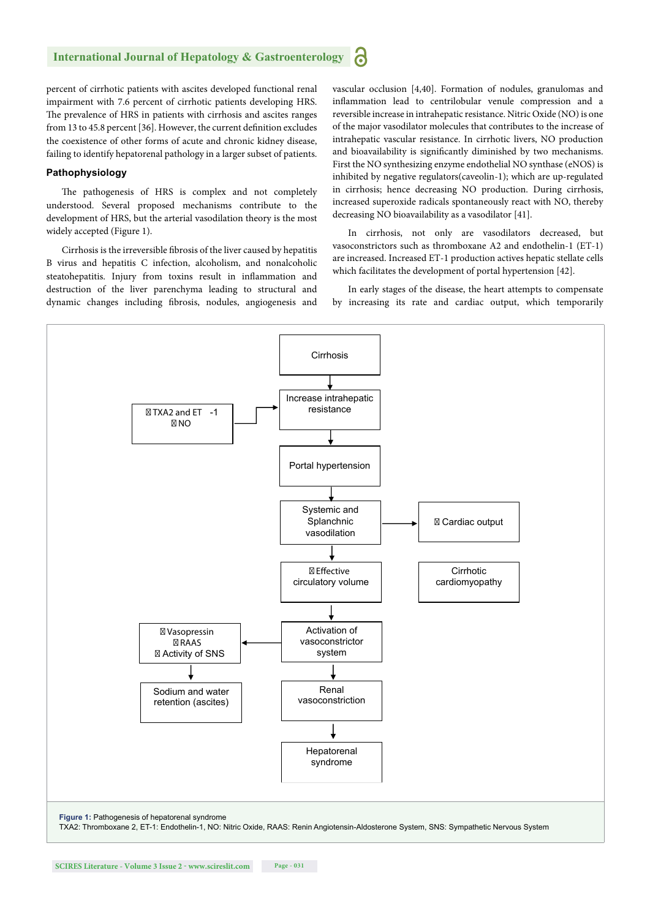percent of cirrhotic patients with ascites developed functional renal impairment with 7.6 percent of cirrhotic patients developing HRS. The prevalence of HRS in patients with cirrhosis and ascites ranges from 13 to 45.8 percent [36]. However, the current definition excludes the coexistence of other forms of acute and chronic kidney disease, failing to identify hepatorenal pathology in a larger subset of patients.

### Pathophysiology

The pathogenesis of HRS is complex and not completely understood. Several proposed mechanisms contribute to the development of HRS, but the arterial vasodilation theory is the most widely accepted (Figure 1).

Cirrhosis is the irreversible fibrosis of the liver caused by hepatitis B virus and hepatitis C infection, alcoholism, and nonalcoholic steatohepatitis. Injury from toxins result in inflammation and destruction of the liver parenchyma leading to structural and dynamic changes including fibrosis, nodules, angiogenesis and vascular occlusion [4,40]. Formation of nodules, granulomas and inflammation lead to centrilobular venule compression and a reversible increase in intrahepatic resistance. Nitric Oxide (NO) is one of the major vasodilator molecules that contributes to the increase of intrahepatic vascular resistance. In cirrhotic livers, NO production and bioavailability is significantly diminished by two mechanisms. First the NO synthesizing enzyme endothelial NO synthase (eNOS) is inhibited by negative regulators(caveolin-1); which are up-regulated in cirrhosis; hence decreasing NO production. During cirrhosis, increased superoxide radicals spontaneously react with NO, thereby decreasing NO bioavailability as a vasodilator [41].

In cirrhosis, not only are vasodilators decreased, but vasoconstrictors such as thromboxane A2 and endothelin-1 (ET-1) are increased. Increased ET-1 production actives hepatic stellate cells which facilitates the development of portal hypertension [42].

In early stages of the disease, the heart attempts to compensate by increasing its rate and cardiac output, which temporarily

Cirrhosis → Increase intrahepatic resistance (← ↑ TXA2 and ET-1, ↓ NO) → Portal hypertension → Systemic and Splanchnic vasodilation (→ ↑ Cardiac output; Cirrhotic cardiomyopathy) → ↓ Effective circulatory volume → Activation of vasoconstrictor system (→ ↑ Vasopressin, ↑ RAAS, ↑ Activity of SNS → Sodium and water retention (ascites)) → Renal vasoconstriction → Hepatorenal syndrome

**Figure 1:** Pathogenesis of hepatorenal syndrome
TXA2: Thromboxane 2, ET-1: Endothelin-1, NO: Nitric Oxide, RAAS: Renin Angiotensin-Aldosterone System, SNS: Sympathetic Nervous System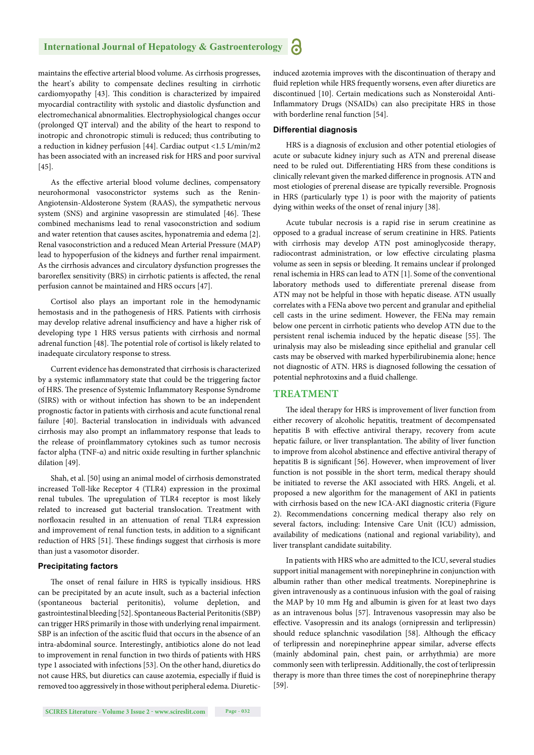maintains the effective arterial blood volume. As cirrhosis progresses, the heart's ability to compensate declines resulting in cirrhotic cardiomyopathy [43]. This condition is characterized by impaired myocardial contractility with systolic and diastolic dysfunction and electromechanical abnormalities. Electrophysiological changes occur (prolonged QT interval) and the ability of the heart to respond to inotropic and chronotropic stimuli is reduced; thus contributing to a reduction in kidney perfusion [44]. Cardiac output <1.5 L/min/m2 has been associated with an increased risk for HRS and poor survival [45].

As the effective arterial blood volume declines, compensatory neurohormonal vasoconstrictor systems such as the Renin-Angiotensin-Aldosterone System (RAAS), the sympathetic nervous system (SNS) and arginine vasopressin are stimulated [46]. These combined mechanisms lead to renal vasoconstriction and sodium and water retention that causes ascites, hyponatremia and edema [2]. Renal vasoconstriction and a reduced Mean Arterial Pressure (MAP) lead to hypoperfusion of the kidneys and further renal impairment. As the cirrhosis advances and circulatory dysfunction progresses the baroreflex sensitivity (BRS) in cirrhotic patients is affected, the renal perfusion cannot be maintained and HRS occurs [47].

Cortisol also plays an important role in the hemodynamic hemostasis and in the pathogenesis of HRS. Patients with cirrhosis may develop relative adrenal insufficiency and have a higher risk of developing type 1 HRS versus patients with cirrhosis and normal adrenal function [48]. The potential role of cortisol is likely related to inadequate circulatory response to stress.

Current evidence has demonstrated that cirrhosis is characterized by a systemic inflammatory state that could be the triggering factor of HRS. The presence of Systemic Inflammatory Response Syndrome (SIRS) with or without infection has shown to be an independent prognostic factor in patients with cirrhosis and acute functional renal failure [40]. Bacterial translocation in individuals with advanced cirrhosis may also prompt an inflammatory response that leads to the release of proinflammatory cytokines such as tumor necrosis factor alpha (TNF-α) and nitric oxide resulting in further splanchnic dilation [49].

Shah, et al. [50] using an animal model of cirrhosis demonstrated increased Toll-like Receptor 4 (TLR4) expression in the proximal renal tubules. The upregulation of TLR4 receptor is most likely related to increased gut bacterial translocation. Treatment with norfloxacin resulted in an attenuation of renal TLR4 expression and improvement of renal function tests, in addition to a significant reduction of HRS [51]. These findings suggest that cirrhosis is more than just a vasomotor disorder.

### Precipitating factors

The onset of renal failure in HRS is typically insidious. HRS can be precipitated by an acute insult, such as a bacterial infection (spontaneous bacterial peritonitis), volume depletion, and gastrointestinal bleeding [52]. Spontaneous Bacterial Peritonitis (SBP) can trigger HRS primarily in those with underlying renal impairment. SBP is an infection of the ascitic fluid that occurs in the absence of an intra-abdominal source. Interestingly, antibiotics alone do not lead to improvement in renal function in two thirds of patients with HRS type 1 associated with infections [53]. On the other hand, diuretics do not cause HRS, but diuretics can cause azotemia, especially if fluid is removed too aggressively in those without peripheral edema. Diuretic-induced azotemia improves with the discontinuation of therapy and fluid repletion while HRS frequently worsens, even after diuretics are discontinued [10]. Certain medications such as Nonsteroidal Anti-Inflammatory Drugs (NSAIDs) can also precipitate HRS in those with borderline renal function [54].

### Differential diagnosis

HRS is a diagnosis of exclusion and other potential etiologies of acute or subacute kidney injury such as ATN and prerenal disease need to be ruled out. Differentiating HRS from these conditions is clinically relevant given the marked difference in prognosis. ATN and most etiologies of prerenal disease are typically reversible. Prognosis in HRS (particularly type 1) is poor with the majority of patients dying within weeks of the onset of renal injury [38].

Acute tubular necrosis is a rapid rise in serum creatinine as opposed to a gradual increase of serum creatinine in HRS. Patients with cirrhosis may develop ATN post aminoglycoside therapy, radiocontrast administration, or low effective circulating plasma volume as seen in sepsis or bleeding. It remains unclear if prolonged renal ischemia in HRS can lead to ATN [1]. Some of the conventional laboratory methods used to differentiate prerenal disease from ATN may not be helpful in those with hepatic disease. ATN usually correlates with a FENa above two percent and granular and epithelial cell casts in the urine sediment. However, the FENa may remain below one percent in cirrhotic patients who develop ATN due to the persistent renal ischemia induced by the hepatic disease [55]. The urinalysis may also be misleading since epithelial and granular cell casts may be observed with marked hyperbilirubinemia alone; hence not diagnostic of ATN. HRS is diagnosed following the cessation of potential nephrotoxins and a fluid challenge.

## TREATMENT

The ideal therapy for HRS is improvement of liver function from either recovery of alcoholic hepatitis, treatment of decompensated hepatitis B with effective antiviral therapy, recovery from acute hepatic failure, or liver transplantation. The ability of liver function to improve from alcohol abstinence and effective antiviral therapy of hepatitis B is significant [56]. However, when improvement of liver function is not possible in the short term, medical therapy should be initiated to reverse the AKI associated with HRS. Angeli, et al. proposed a new algorithm for the management of AKI in patients with cirrhosis based on the new ICA-AKI diagnostic criteria (Figure 2). Recommendations concerning medical therapy also rely on several factors, including: Intensive Care Unit (ICU) admission, availability of medications (national and regional variability), and liver transplant candidate suitability.

In patients with HRS who are admitted to the ICU, several studies support initial management with norepinephrine in conjunction with albumin rather than other medical treatments. Norepinephrine is given intravenously as a continuous infusion with the goal of raising the MAP by 10 mm Hg and albumin is given for at least two days as an intravenous bolus [57]. Intravenous vasopressin may also be effective. Vasopressin and its analogs (ornipressin and terlipressin) should reduce splanchnic vasodilation [58]. Although the efficacy of terlipressin and norepinephrine appear similar, adverse effects (mainly abdominal pain, chest pain, or arrhythmia) are more commonly seen with terlipressin. Additionally, the cost of terlipressin therapy is more than three times the cost of norepinephrine therapy [59].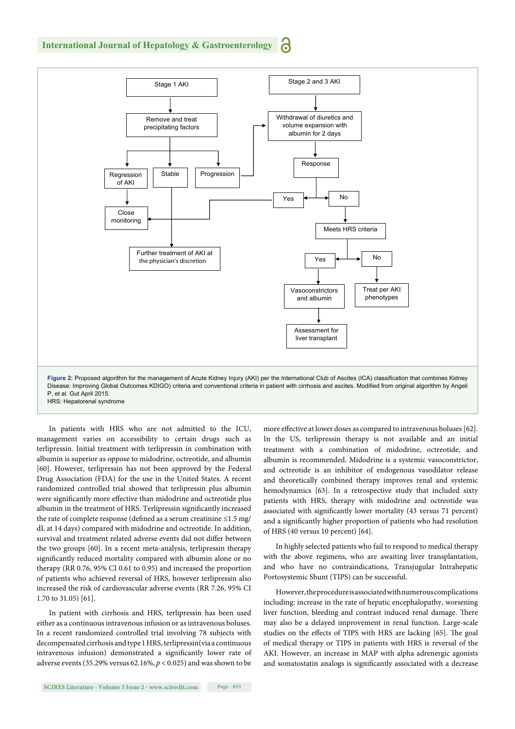Stage 1 AKI → Remove and treat precipitating factors → Regression of AKI / Stable / Progression

Regression of AKI → Close monitoring

Stable → Further treatment of AKI at the physician's discretion

Progression → Withdrawal of diuretics and volume expansion with albumin for 2 days

Stage 2 and 3 AKI → Withdrawal of diuretics and volume expansion with albumin for 2 days → Response

Response: Yes → Close monitoring; No → Meets HRS criteria

Meets HRS criteria: Yes → Vasoconstrictors and albumin → Assessment for liver transplant; No → Treat per AKI phenotypes

**Figure 2:** Proposed algorithm for the management of Acute Kidney Injury (AKI) per the International Club of Ascites (ICA) classification that combines Kidney Disease: Improving Global Outcomes KDIGO) criteria and conventional criteria in patient with cirrhosis and ascites. Modified from original algorithm by Angeli P, et al. Gut April 2015.
HRS: Hepatorenal syndrome

In patients with HRS who are not admitted to the ICU, management varies on accessibility to certain drugs such as terlipressin. Initial treatment with terlipressin in combination with albumin is superior as oppose to midodrine, octreotide, and albumin [60]. However, terlipressin has not been approved by the Federal Drug Association (FDA) for the use in the United States. A recent randomized controlled trial showed that terlipressin plus albumin were significantly more effective than midodrine and octreotide plus albumin in the treatment of HRS. Terlipressin significantly increased the rate of complete response (defined as a serum creatinine ≤1.5 mg/dL at 14 days) compared with midodrine and octreotide. In addition, survival and treatment related adverse events did not differ between the two groups [60]. In a recent meta-analysis, terlipressin therapy significantly reduced mortality compared with albumin alone or no therapy (RR 0.76, 95% CI 0.61 to 0.95) and increased the proportion of patients who achieved reversal of HRS, however terlipressin also increased the risk of cardiovascular adverse events (RR 7.26, 95% CI 1.70 to 31.05) [61].

In patient with cirrhosis and HRS, terlipressin has been used either as a continuous intravenous infusion or as intravenous boluses. In a recent randomized controlled trial involving 78 subjects with decompensated cirrhosis and type 1 HRS, terlipressin(via a continuous intravenous infusion) demonstrated a significantly lower rate of adverse events (35.29% versus 62.16%, $p < 0.025$) and was shown to be more effective at lower doses as compared to intravenous boluses [62]. In the US, terlipressin therapy is not available and an initial treatment with a combination of midodrine, octreotide, and albumin is recommended. Midodrine is a systemic vasoconstrictor, and octreotide is an inhibitor of endogenous vasodilator release and theoretically combined therapy improves renal and systemic hemodynamics [63]. In a retrospective study that included sixty patients with HRS, therapy with midodrine and octreotide was associated with significantly lower mortality (43 versus 71 percent) and a significantly higher proportion of patients who had resolution of HRS (40 versus 10 percent) [64].

In highly selected patients who fail to respond to medical therapy with the above regimens, who are awaiting liver transplantation, and who have no contraindications, Transjugular Intrahepatic Portosystemic Shunt (TIPS) can be successful.

However, the procedure is associated with numerous complications including: increase in the rate of hepatic encephalopathy, worsening liver function, bleeding and contrast induced renal damage. There may also be a delayed improvement in renal function. Large-scale studies on the effects of TIPS with HRS are lacking [65]. The goal of medical therapy or TIPS in patients with HRS is reversal of the AKI. However, an increase in MAP with alpha adrenergic agonists and somatostatin analogs is significantly associated with a decrease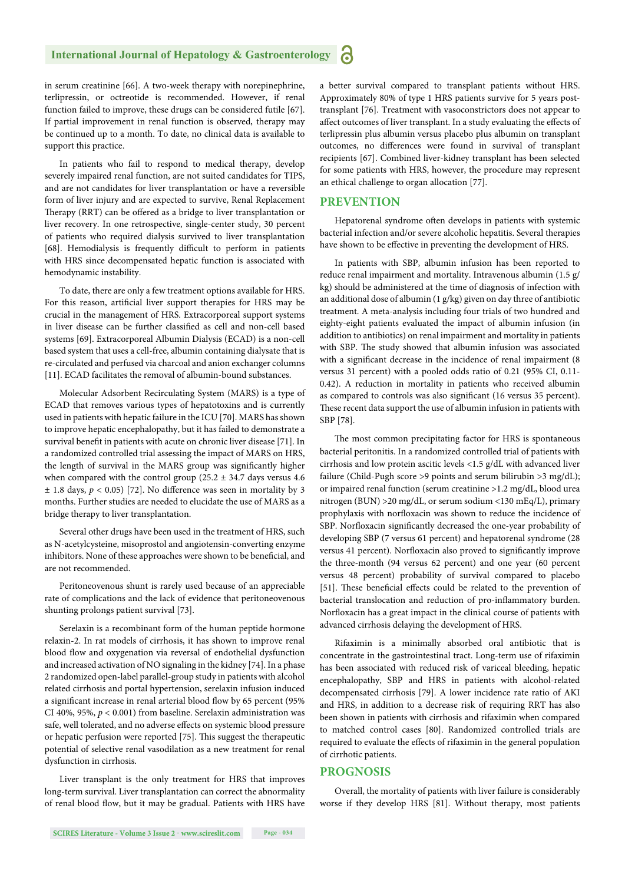in serum creatinine [66]. A two-week therapy with norepinephrine, terlipressin, or octreotide is recommended. However, if renal function failed to improve, these drugs can be considered futile [67]. If partial improvement in renal function is observed, therapy may be continued up to a month. To date, no clinical data is available to support this practice.

In patients who fail to respond to medical therapy, develop severely impaired renal function, are not suited candidates for TIPS, and are not candidates for liver transplantation or have a reversible form of liver injury and are expected to survive, Renal Replacement Therapy (RRT) can be offered as a bridge to liver transplantation or liver recovery. In one retrospective, single-center study, 30 percent of patients who required dialysis survived to liver transplantation [68]. Hemodialysis is frequently difficult to perform in patients with HRS since decompensated hepatic function is associated with hemodynamic instability.

To date, there are only a few treatment options available for HRS. For this reason, artificial liver support therapies for HRS may be crucial in the management of HRS. Extracorporeal support systems in liver disease can be further classified as cell and non-cell based systems [69]. Extracorporeal Albumin Dialysis (ECAD) is a non-cell based system that uses a cell-free, albumin containing dialysate that is re-circulated and perfused via charcoal and anion exchanger columns [11]. ECAD facilitates the removal of albumin-bound substances.

Molecular Adsorbent Recirculating System (MARS) is a type of ECAD that removes various types of hepatotoxins and is currently used in patients with hepatic failure in the ICU [70]. MARS has shown to improve hepatic encephalopathy, but it has failed to demonstrate a survival benefit in patients with acute on chronic liver disease [71]. In a randomized controlled trial assessing the impact of MARS on HRS, the length of survival in the MARS group was significantly higher when compared with the control group (25.2 ± 34.7 days versus 4.6 ± 1.8 days, $p < 0.05$) [72]. No difference was seen in mortality by 3 months. Further studies are needed to elucidate the use of MARS as a bridge therapy to liver transplantation.

Several other drugs have been used in the treatment of HRS, such as N-acetylcysteine, misoprostol and angiotensin-converting enzyme inhibitors. None of these approaches were shown to be beneficial, and are not recommended.

Peritoneovenous shunt is rarely used because of an appreciable rate of complications and the lack of evidence that peritoneovenous shunting prolongs patient survival [73].

Serelaxin is a recombinant form of the human peptide hormone relaxin-2. In rat models of cirrhosis, it has shown to improve renal blood flow and oxygenation via reversal of endothelial dysfunction and increased activation of NO signaling in the kidney [74]. In a phase 2 randomized open-label parallel-group study in patients with alcohol related cirrhosis and portal hypertension, serelaxin infusion induced a significant increase in renal arterial blood flow by 65 percent (95% CI 40%, 95%, $p < 0.001$) from baseline. Serelaxin administration was safe, well tolerated, and no adverse effects on systemic blood pressure or hepatic perfusion were reported [75]. This suggest the therapeutic potential of selective renal vasodilation as a new treatment for renal dysfunction in cirrhosis.

Liver transplant is the only treatment for HRS that improves long-term survival. Liver transplantation can correct the abnormality of renal blood flow, but it may be gradual. Patients with HRS have a better survival compared to transplant patients without HRS. Approximately 80% of type 1 HRS patients survive for 5 years post-transplant [76]. Treatment with vasoconstrictors does not appear to affect outcomes of liver transplant. In a study evaluating the effects of terlipressin plus albumin versus placebo plus albumin on transplant outcomes, no differences were found in survival of transplant recipients [67]. Combined liver-kidney transplant has been selected for some patients with HRS, however, the procedure may represent an ethical challenge to organ allocation [77].

## PREVENTION

Hepatorenal syndrome often develops in patients with systemic bacterial infection and/or severe alcoholic hepatitis. Several therapies have shown to be effective in preventing the development of HRS.

In patients with SBP, albumin infusion has been reported to reduce renal impairment and mortality. Intravenous albumin (1.5 g/kg) should be administered at the time of diagnosis of infection with an additional dose of albumin (1 g/kg) given on day three of antibiotic treatment. A meta-analysis including four trials of two hundred and eighty-eight patients evaluated the impact of albumin infusion (in addition to antibiotics) on renal impairment and mortality in patients with SBP. The study showed that albumin infusion was associated with a significant decrease in the incidence of renal impairment (8 versus 31 percent) with a pooled odds ratio of 0.21 (95% CI, 0.11-0.42). A reduction in mortality in patients who received albumin as compared to controls was also significant (16 versus 35 percent). These recent data support the use of albumin infusion in patients with SBP [78].

The most common precipitating factor for HRS is spontaneous bacterial peritonitis. In a randomized controlled trial of patients with cirrhosis and low protein ascitic levels <1.5 g/dL with advanced liver failure (Child-Pugh score >9 points and serum bilirubin >3 mg/dL); or impaired renal function (serum creatinine >1.2 mg/dL, blood urea nitrogen (BUN) >20 mg/dL, or serum sodium <130 mEq/L), primary prophylaxis with norfloxacin was shown to reduce the incidence of SBP. Norfloxacin significantly decreased the one-year probability of developing SBP (7 versus 61 percent) and hepatorenal syndrome (28 versus 41 percent). Norfloxacin also proved to significantly improve the three-month (94 versus 62 percent) and one year (60 percent versus 48 percent) probability of survival compared to placebo [51]. These beneficial effects could be related to the prevention of bacterial translocation and reduction of pro-inflammatory burden. Norfloxacin has a great impact in the clinical course of patients with advanced cirrhosis delaying the development of HRS.

Rifaximin is a minimally absorbed oral antibiotic that is concentrate in the gastrointestinal tract. Long-term use of rifaximin has been associated with reduced risk of variceal bleeding, hepatic encephalopathy, SBP and HRS in patients with alcohol-related decompensated cirrhosis [79]. A lower incidence rate ratio of AKI and HRS, in addition to a decrease risk of requiring RRT has also been shown in patients with cirrhosis and rifaximin when compared to matched control cases [80]. Randomized controlled trials are required to evaluate the effects of rifaximin in the general population of cirrhotic patients.

## PROGNOSIS

Overall, the mortality of patients with liver failure is considerably worse if they develop HRS [81]. Without therapy, most patients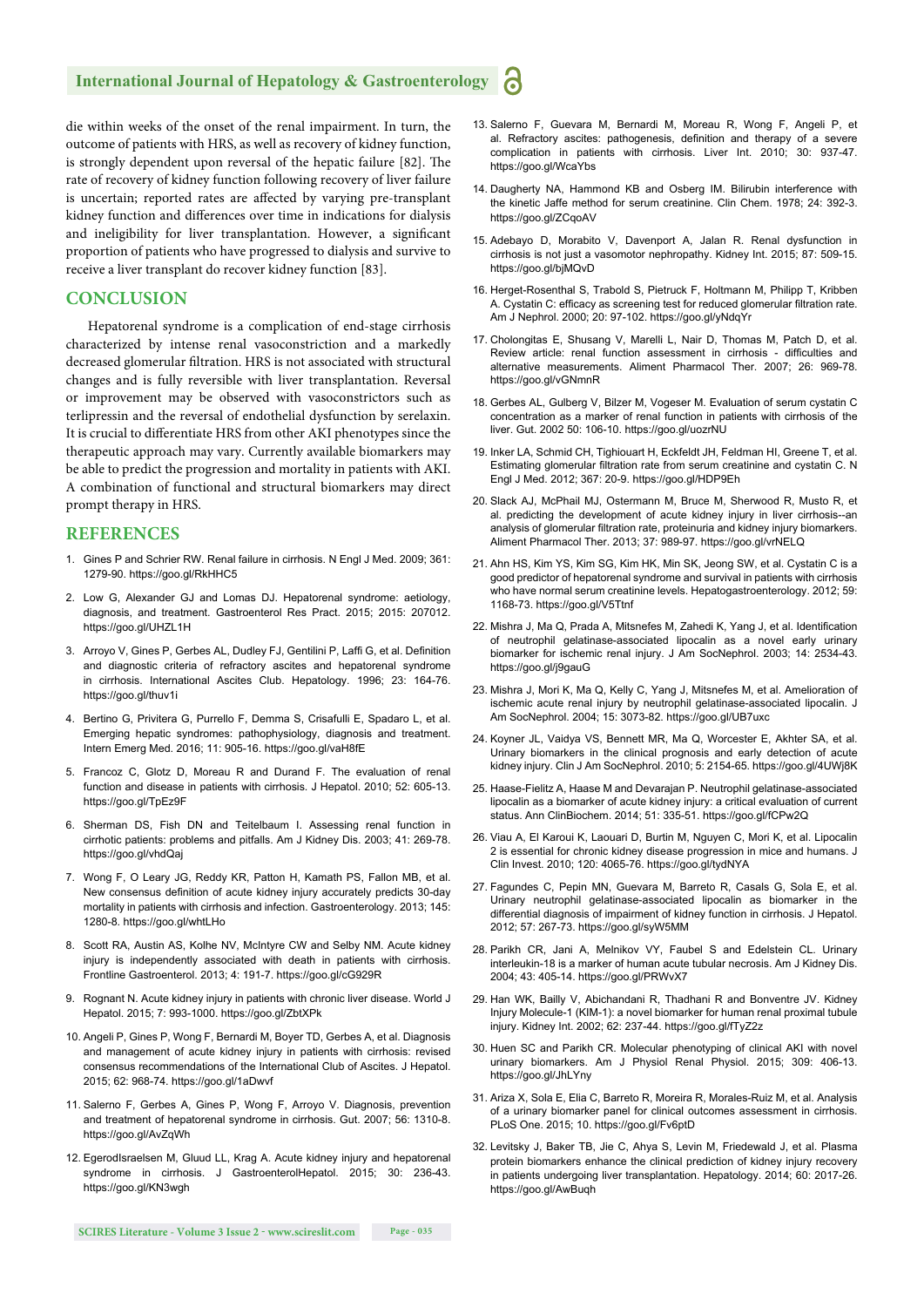die within weeks of the onset of the renal impairment. In turn, the outcome of patients with HRS, as well as recovery of kidney function, is strongly dependent upon reversal of the hepatic failure [82]. The rate of recovery of kidney function following recovery of liver failure is uncertain; reported rates are affected by varying pre-transplant kidney function and differences over time in indications for dialysis and ineligibility for liver transplantation. However, a significant proportion of patients who have progressed to dialysis and survive to receive a liver transplant do recover kidney function [83].

## CONCLUSION

Hepatorenal syndrome is a complication of end-stage cirrhosis characterized by intense renal vasoconstriction and a markedly decreased glomerular filtration. HRS is not associated with structural changes and is fully reversible with liver transplantation. Reversal or improvement may be observed with vasoconstrictors such as terlipressin and the reversal of endothelial dysfunction by serelaxin. It is crucial to differentiate HRS from other AKI phenotypes since the therapeutic approach may vary. Currently available biomarkers may be able to predict the progression and mortality in patients with AKI. A combination of functional and structural biomarkers may direct prompt therapy in HRS.

## REFERENCES

1. Gines P and Schrier RW. Renal failure in cirrhosis. N Engl J Med. 2009; 361: 1279-90. https://goo.gl/RkHHC5
2. Low G, Alexander GJ and Lomas DJ. Hepatorenal syndrome: aetiology, diagnosis, and treatment. Gastroenterol Res Pract. 2015; 2015: 207012. https://goo.gl/UHZL1H
3. Arroyo V, Gines P, Gerbes AL, Dudley FJ, Gentilini P, Laffi G, et al. Definition and diagnostic criteria of refractory ascites and hepatorenal syndrome in cirrhosis. International Ascites Club. Hepatology. 1996; 23: 164-76. https://goo.gl/thuv1i
4. Bertino G, Privitera G, Purrello F, Demma S, Crisafulli E, Spadaro L, et al. Emerging hepatic syndromes: pathophysiology, diagnosis and treatment. Intern Emerg Med. 2016; 11: 905-16. https://goo.gl/vaH8fE
5. Francoz C, Glotz D, Moreau R and Durand F. The evaluation of renal function and disease in patients with cirrhosis. J Hepatol. 2010; 52: 605-13. https://goo.gl/TpEz9F
6. Sherman DS, Fish DN and Teitelbaum I. Assessing renal function in cirrhotic patients: problems and pitfalls. Am J Kidney Dis. 2003; 41: 269-78. https://goo.gl/vhdQaj
7. Wong F, O Leary JG, Reddy KR, Patton H, Kamath PS, Fallon MB, et al. New consensus definition of acute kidney injury accurately predicts 30-day mortality in patients with cirrhosis and infection. Gastroenterology. 2013; 145: 1280-8. https://goo.gl/whtLHo
8. Scott RA, Austin AS, Kolhe NV, McIntyre CW and Selby NM. Acute kidney injury is independently associated with death in patients with cirrhosis. Frontline Gastroenterol. 2013; 4: 191-7. https://goo.gl/cG929R
9. Rognant N. Acute kidney injury in patients with chronic liver disease. World J Hepatol. 2015; 7: 993-1000. https://goo.gl/ZbtXPk
10. Angeli P, Gines P, Wong F, Bernardi M, Boyer TD, Gerbes A, et al. Diagnosis and management of acute kidney injury in patients with cirrhosis: revised consensus recommendations of the International Club of Ascites. J Hepatol. 2015; 62: 968-74. https://goo.gl/1aDwvf
11. Salerno F, Gerbes A, Gines P, Wong F, Arroyo V. Diagnosis, prevention and treatment of hepatorenal syndrome in cirrhosis. Gut. 2007; 56: 1310-8. https://goo.gl/AvZqWh
12. EgerodIsraelsen M, Gluud LL, Krag A. Acute kidney injury and hepatorenal syndrome in cirrhosis. J GastroenterolHepatol. 2015; 30: 236-43. https://goo.gl/KN3wgh
13. Salerno F, Guevara M, Bernardi M, Moreau R, Wong F, Angeli P, et al. Refractory ascites: pathogenesis, definition and therapy of a severe complication in patients with cirrhosis. Liver Int. 2010; 30: 937-47. https://goo.gl/WcaYbs
14. Daugherty NA, Hammond KB and Osberg IM. Bilirubin interference with the kinetic Jaffe method for serum creatinine. Clin Chem. 1978; 24: 392-3. https://goo.gl/ZCqoAV
15. Adebayo D, Morabito V, Davenport A, Jalan R. Renal dysfunction in cirrhosis is not just a vasomotor nephropathy. Kidney Int. 2015; 87: 509-15. https://goo.gl/bjMQvD
16. Herget-Rosenthal S, Trabold S, Pietruck F, Holtmann M, Philipp T, Kribben A. Cystatin C: efficacy as screening test for reduced glomerular filtration rate. Am J Nephrol. 2000; 20: 97-102. https://goo.gl/yNdqYr
17. Cholongitas E, Shusang V, Marelli L, Nair D, Thomas M, Patch D, et al. Review article: renal function assessment in cirrhosis - difficulties and alternative measurements. Aliment Pharmacol Ther. 2007; 26: 969-78. https://goo.gl/vGNmnR
18. Gerbes AL, Gulberg V, Bilzer M, Vogeser M. Evaluation of serum cystatin C concentration as a marker of renal function in patients with cirrhosis of the liver. Gut. 2002 50: 106-10. https://goo.gl/uozrNU
19. Inker LA, Schmid CH, Tighiouart H, Eckfeldt JH, Feldman HI, Greene T, et al. Estimating glomerular filtration rate from serum creatinine and cystatin C. N Engl J Med. 2012; 367: 20-9. https://goo.gl/HDP9Eh
20. Slack AJ, McPhail MJ, Ostermann M, Bruce M, Sherwood R, Musto R, et al. predicting the development of acute kidney injury in liver cirrhosis--an analysis of glomerular filtration rate, proteinuria and kidney injury biomarkers. Aliment Pharmacol Ther. 2013; 37: 989-97. https://goo.gl/vrNELQ
21. Ahn HS, Kim YS, Kim SG, Kim HK, Min SK, Jeong SW, et al. Cystatin C is a good predictor of hepatorenal syndrome and survival in patients with cirrhosis who have normal serum creatinine levels. Hepatogastroenterology. 2012; 59: 1168-73. https://goo.gl/V5Ttnf
22. Mishra J, Ma Q, Prada A, Mitsnefes M, Zahedi K, Yang J, et al. Identification of neutrophil gelatinase-associated lipocalin as a novel early urinary biomarker for ischemic renal injury. J Am SocNephrol. 2003; 14: 2534-43. https://goo.gl/j9gauG
23. Mishra J, Mori K, Ma Q, Kelly C, Yang J, Mitsnefes M, et al. Amelioration of ischemic acute renal injury by neutrophil gelatinase-associated lipocalin. J Am SocNephrol. 2004; 15: 3073-82. https://goo.gl/UB7uxc
24. Koyner JL, Vaidya VS, Bennett MR, Ma Q, Worcester E, Akhter SA, et al. Urinary biomarkers in the clinical prognosis and early detection of acute kidney injury. Clin J Am SocNephrol. 2010; 5: 2154-65. https://goo.gl/4UWj8K
25. Haase-Fielitz A, Haase M and Devarajan P. Neutrophil gelatinase-associated lipocalin as a biomarker of acute kidney injury: a critical evaluation of current status. Ann ClinBiochem. 2014; 51: 335-51. https://goo.gl/fCPw2Q
26. Viau A, El Karoui K, Laouari D, Burtin M, Nguyen C, Mori K, et al. Lipocalin 2 is essential for chronic kidney disease progression in mice and humans. J Clin Invest. 2010; 120: 4065-76. https://goo.gl/tydNYA
27. Fagundes C, Pepin MN, Guevara M, Barreto R, Casals G, Sola E, et al. Urinary neutrophil gelatinase-associated lipocalin as biomarker in the differential diagnosis of impairment of kidney function in cirrhosis. J Hepatol. 2012; 57: 267-73. https://goo.gl/syW5MM
28. Parikh CR, Jani A, Melnikov VY, Faubel S and Edelstein CL. Urinary interleukin-18 is a marker of human acute tubular necrosis. Am J Kidney Dis. 2004; 43: 405-14. https://goo.gl/PRWvX7
29. Han WK, Bailly V, Abichandani R, Thadhani R and Bonventre JV. Kidney Injury Molecule-1 (KIM-1): a novel biomarker for human renal proximal tubule injury. Kidney Int. 2002; 62: 237-44. https://goo.gl/fTyZ2z
30. Huen SC and Parikh CR. Molecular phenotyping of clinical AKI with novel urinary biomarkers. Am J Physiol Renal Physiol. 2015; 309: 406-13. https://goo.gl/JhLYny
31. Ariza X, Sola E, Elia C, Barreto R, Moreira R, Morales-Ruiz M, et al. Analysis of a urinary biomarker panel for clinical outcomes assessment in cirrhosis. PLoS One. 2015; 10. https://goo.gl/Fv6ptD
32. Levitsky J, Baker TB, Jie C, Ahya S, Levin M, Friedewald J, et al. Plasma protein biomarkers enhance the clinical prediction of kidney injury recovery in patients undergoing liver transplantation. Hepatology. 2014; 60: 2017-26. https://goo.gl/AwBuqh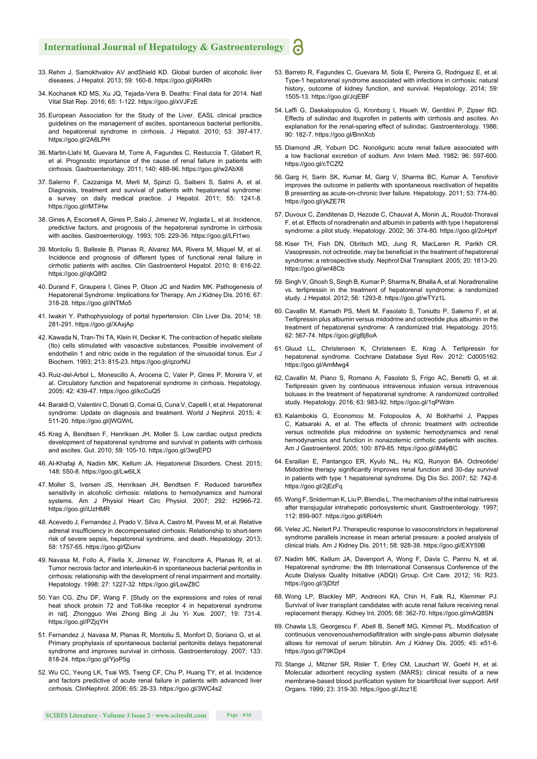33. Rehm J, Samokhvalov AV andShield KD. Global burden of alcoholic liver diseases. J Hepatol. 2013; 59: 160-8. https://goo.gl/jRi4Rh

34. Kochanek KD MS, Xu JQ, Tejada-Vera B. Deaths: Final data for 2014. Natl Vital Stat Rep. 2016; 65: 1-122. https://goo.gl/xVJFzE

35. European Association for the Study of the Liver. EASL clinical practice guidelines on the management of ascites, spontaneous bacterial peritonitis, and hepatorenal syndrome in cirrhosis. J Hepatol. 2010; 53: 397-417. https://goo.gl/2A6LPH

36. Martin-Llahi M, Guevara M, Torre A, Fagundes C, Restuccia T, Gilabert R, et al. Prognostic importance of the cause of renal failure in patients with cirrhosis. Gastroenterology. 2011; 140: 488-96. https://goo.gl/w2AbX6

37. Salerno F, Cazzaniga M, Merli M, Spinzi G, Saibeni S, Salmi A, et al. Diagnosis, treatment and survival of patients with hepatorenal syndrome: a survey on daily medical practice. J Hepatol. 2011; 55: 1241-8. https://goo.gl/rMTiHw

38. Gines A, Escorsell A, Gines P, Salo J, Jimenez W, Inglada L, et al. Incidence, predictive factors, and prognosis of the hepatorenal syndrome in cirrhosis with ascites. Gastroenterology. 1993; 105: 229-36. https://goo.gl/LFt1wo

39. Montoliu S, Balleste B, Planas R, Alvarez MA, Rivera M, Miquel M, et al. Incidence and prognosis of different types of functional renal failure in cirrhotic patients with ascites. Clin Gastroenterol Hepatol. 2010; 8: 616-22. https://goo.gl/qkQ8f2

40. Durand F, Graupera I, Gines P, Olson JC and Nadim MK. Pathogenesis of Hepatorenal Syndrome: Implications for Therapy. Am J Kidney Dis. 2016; 67: 318-28. https://goo.gl/iNTMo5

41. Iwakiri Y. Pathophysiology of portal hypertension. Clin Liver Dis. 2014; 18: 281-291. https://goo.gl/XAxjAp

42. Kawada N, Tran-Thi TA, Klein H, Decker K. The contraction of hepatic stellate (Ito) cells stimulated with vasoactive substances. Possible involvement of endothelin 1 and nitric oxide in the regulation of the sinusoidal tonus. Eur J Biochem. 1993; 213: 815-23. https://goo.gl/qzorNU

43. Ruiz-del-Arbol L, Monescillo A, Arocena C, Valer P, Gines P, Moreira V, et al. Circulatory function and hepatorenal syndrome in cirrhosis. Hepatology. 2005; 42: 439-47. https://goo.gl/kcCuQ5

44. Baraldi O, Valentini C, Donati G, Comai G, Cuna V, Capelli I, et al. Hepatorenal syndrome: Update on diagnosis and treatment. World J Nephrol. 2015; 4: 511-20. https://goo.gl/jWGWrL

45. Krag A, Bendtsen F, Henriksen JH, Moller S. Low cardiac output predicts development of hepatorenal syndrome and survival in patients with cirrhosis and ascites. Gut. 2010; 59: 105-10. https://goo.gl/3wqEPD

46. Al-Khafaji A, Nadim MK, Kellum JA. Hepatorenal Disorders. Chest. 2015; 148: 550-8. https://goo.gl/Lw6iLX

47. Moller S, Iversen JS, Henriksen JH, Bendtsen F. Reduced baroreflex sensitivity in alcoholic cirrhosis: relations to hemodynamics and humoral systems. Am J Physiol Heart Circ Physiol. 2007; 292: H2966-72. https://goo.gl/iUzHMR

48. Acevedo J, Fernandez J, Prado V, Silva A, Castro M, Pavesi M, et al. Relative adrenal insufficiency in decompensated cirrhosis: Relationship to short-term risk of severe sepsis, hepatorenal syndrome, and death. Hepatology. 2013; 58: 1757-65. https://goo.gl/fZiunv

49. Navasa M, Follo A, Filella X, Jimenez W, Francitorra A, Planas R, et al. Tumor necrosis factor and interleukin-6 in spontaneous bacterial peritonitis in cirrhosis: relationship with the development of renal impairment and mortality. Hepatology. 1998; 27: 1227-32. https://goo.gl/LswZ8C

50. Yan CG, Zhu DF, Wang F. [Study on the expressions and roles of renal heat shock protein 72 and Toll-like receptor 4 in hepatorenal syndrome in rat]. Zhongguo Wei Zhong Bing Ji Jiu Yi Xue. 2007; 19: 731-4. https://goo.gl/PZjqYH

51. Fernandez J, Navasa M, Planas R, Montoliu S, Monfort D, Soriano G, et al. Primary prophylaxis of spontaneous bacterial peritonitis delays hepatorenal syndrome and improves survival in cirrhosis. Gastroenterology. 2007; 133: 818-24. https://goo.gl/YjoP5g

52. Wu CC, Yeung LK, Tsai WS, Tseng CF, Chu P, Huang TY, et al. Incidence and factors predictive of acute renal failure in patients with advanced liver cirrhosis. ClinNephrol. 2006; 65: 28-33. https://goo.gl/3WC4s2

53. Barreto R, Fagundes C, Guevara M, Sola E, Pereira G, Rodriguez E, et al. Type-1 hepatorenal syndrome associated with infections in cirrhosis: natural history, outcome of kidney function, and survival. Hepatology. 2014; 59: 1505-13. https://goo.gl/JcjEBF

54. Laffi G, Daskalopoulos G, Kronborg I, Hsueh W, Gentilini P, Zipser RD. Effects of sulindac and ibuprofen in patients with cirrhosis and ascites. An explanation for the renal-sparing effect of sulindac. Gastroenterology. 1986; 90: 182-7. https://goo.gl/BnnXcb

55. Diamond JR, Yoburn DC. Nonoliguric acute renal failure associated with a low fractional excretion of sodium. Ann Intern Med. 1982; 96: 597-600. https://goo.gl/cTCZf2

56. Garg H, Sarin SK, Kumar M, Garg V, Sharma BC, Kumar A. Tenofovir improves the outcome in patients with spontaneous reactivation of hepatitis B presenting as acute-on-chronic liver failure. Hepatology. 2011; 53: 774-80. https://goo.gl/ykZE7R

57. Duvoux C, Zanditenas D, Hezode C, Chauvat A, Monin JL, Roudot-Thoraval F, et al. Effects of noradrenalin and albumin in patients with type I hepatorenal syndrome: a pilot study. Hepatology. 2002; 36: 374-80. https://goo.gl/2oHprf

58. Kiser TH, Fish DN, Obritsch MD, Jung R, MacLaren R, Parikh CR. Vasopressin, not octreotide, may be beneficial in the treatment of hepatorenal syndrome: a retrospective study. Nephrol Dial Transplant. 2005; 20: 1813-20. https://goo.gl/wr48Cb

59. Singh V, Ghosh S, Singh B, Kumar P, Sharma N, Bhalla A, et al. Noradrenaline vs. terlipressin in the treatment of hepatorenal syndrome: a randomized study. J Hepatol. 2012; 56: 1293-8. https://goo.gl/wTYz1L

60. Cavallin M, Kamath PS, Merli M, Fasolato S, Toniutto P, Salerno F, et al. Terlipressin plus albumin versus midodrine and octreotide plus albumin in the treatment of hepatorenal syndrome: A randomized trial. Hepatology. 2015; 62: 567-74. https://goo.gl/gBj8oA

61. Gluud LL, Christensen K, Christensen E, Krag A. Terlipressin for hepatorenal syndrome. Cochrane Database Syst Rev. 2012: Cd005162. https://goo.gl/AmMwg4

62. Cavallin M, Piano S, Romano A, Fasolato S, Frigo AC, Benetti G, et al. Terlipressin given by continuous intravenous infusion versus intravenous boluses in the treatment of hepatorenal syndrome: A randomized controlled study. Hepatology. 2016; 63: 983-92. https://goo.gl/1qPWdm

63. Kalambokis G, Economou M, Fotopoulos A, Al Bokharhii J, Pappas C, Katsaraki A, et al. The effects of chronic treatment with octreotide versus octreotide plus midodrine on systemic hemodynamics and renal hemodynamics and function in nonazotemic cirrhotic patients with ascites. Am J Gastroenterol. 2005; 100: 879-85. https://goo.gl/iM4yBC

64. Esrailian E, Pantangco ER, Kyulo NL, Hu KQ, Runyon BA. Octreotide/Midodrine therapy significantly improves renal function and 30-day survival in patients with type 1 hepatorenal syndrome. Dig Dis Sci. 2007; 52: 742-8. https://goo.gl/2jEzFq

65. Wong F, Sniderman K, Liu P, Blendis L. The mechanism of the initial natriuresis after transjugular intrahepatic portosystemic shunt. Gastroenterology. 1997; 112: 899-907. https://goo.gl/6Ri4rh

66. Velez JC, Nietert PJ. Therapeutic response to vasoconstrictors in hepatorenal syndrome parallels increase in mean arterial pressure: a pooled analysis of clinical trials. Am J Kidney Dis. 2011; 58: 928-38. https://goo.gl/EXY59B

67. Nadim MK, Kellum JA, Davenport A, Wong F, Davis C, Pannu N, et al. Hepatorenal syndrome: the 8th International Consensus Conference of the Acute Dialysis Quality Initiative (ADQI) Group. Crit Care. 2012; 16: R23. https://goo.gl/3jDfzf

68. Wong LP, Blackley MP, Andreoni KA, Chin H, Falk RJ, Klemmer PJ. Survival of liver transplant candidates with acute renal failure receiving renal replacement therapy. Kidney Int. 2005; 68: 362-70. https://goo.gl/mAQ8SN

69. Chawla LS, Georgescu F, Abell B, Seneff MG, Kimmel PL. Modification of continuous venovenoushemodiafiltration with single-pass albumin dialysate allows for removal of serum bilirubin. Am J Kidney Dis. 2005; 45: e51-6. https://goo.gl/79KDp4

70. Stange J, Mitzner SR, Risler T, Erley CM, Lauchart W, Goehl H, et al. Molecular adsorbent recycling system (MARS): clinical results of a new membrane-based blood purification system for bioartificial liver support. Artif Organs. 1999; 23: 319-30. https://goo.gl/Jtcz1E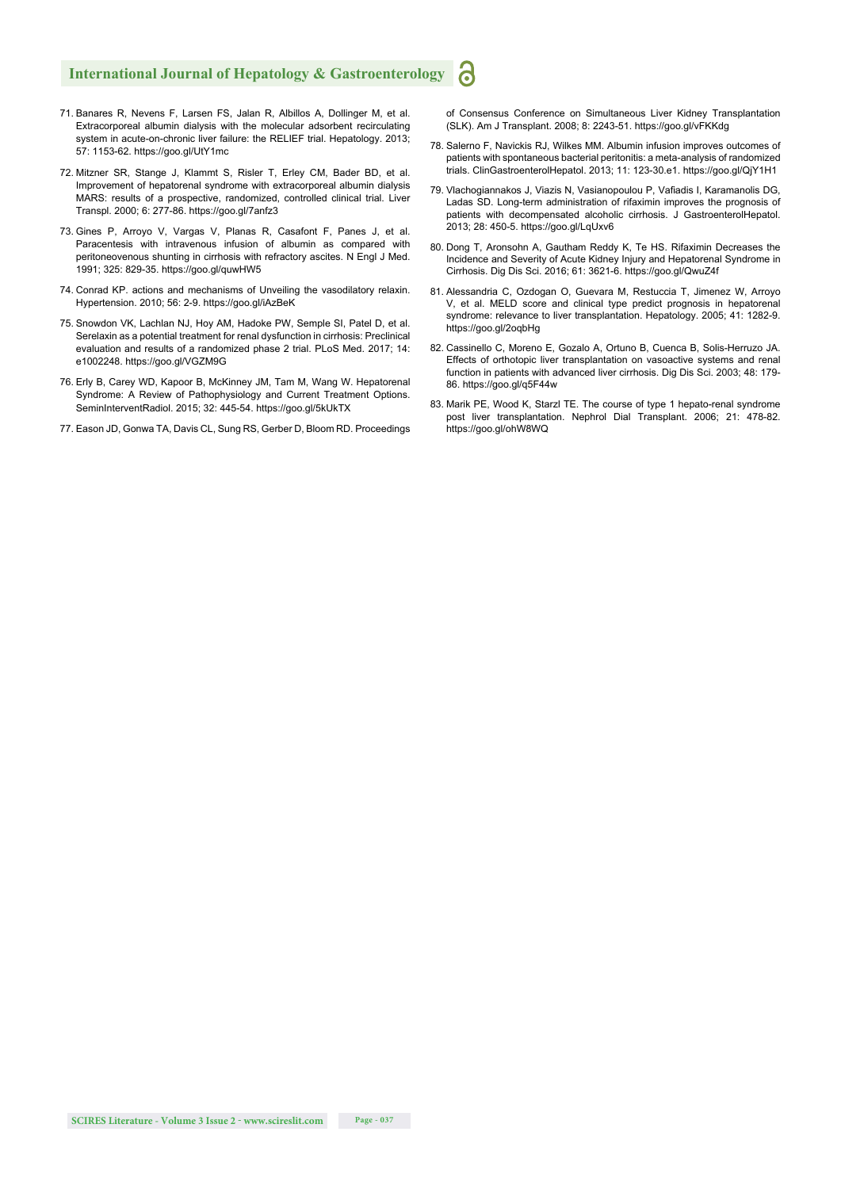71. Banares R, Nevens F, Larsen FS, Jalan R, Albillos A, Dollinger M, et al. Extracorporeal albumin dialysis with the molecular adsorbent recirculating system in acute-on-chronic liver failure: the RELIEF trial. Hepatology. 2013; 57: 1153-62. https://goo.gl/UtY1mc

72. Mitzner SR, Stange J, Klammt S, Risler T, Erley CM, Bader BD, et al. Improvement of hepatorenal syndrome with extracorporeal albumin dialysis MARS: results of a prospective, randomized, controlled clinical trial. Liver Transpl. 2000; 6: 277-86. https://goo.gl/7anfz3

73. Gines P, Arroyo V, Vargas V, Planas R, Casafont F, Panes J, et al. Paracentesis with intravenous infusion of albumin as compared with peritoneovenous shunting in cirrhosis with refractory ascites. N Engl J Med. 1991; 325: 829-35. https://goo.gl/quwHW5

74. Conrad KP. actions and mechanisms of Unveiling the vasodilatory relaxin. Hypertension. 2010; 56: 2-9. https://goo.gl/iAzBeK

75. Snowdon VK, Lachlan NJ, Hoy AM, Hadoke PW, Semple SI, Patel D, et al. Serelaxin as a potential treatment for renal dysfunction in cirrhosis: Preclinical evaluation and results of a randomized phase 2 trial. PLoS Med. 2017; 14: e1002248. https://goo.gl/VGZM9G

76. Erly B, Carey WD, Kapoor B, McKinney JM, Tam M, Wang W. Hepatorenal Syndrome: A Review of Pathophysiology and Current Treatment Options. SeminInterventRadiol. 2015; 32: 445-54. https://goo.gl/5kUkTX

77. Eason JD, Gonwa TA, Davis CL, Sung RS, Gerber D, Bloom RD. Proceedings of Consensus Conference on Simultaneous Liver Kidney Transplantation (SLK). Am J Transplant. 2008; 8: 2243-51. https://goo.gl/vFKKdg

78. Salerno F, Navickis RJ, Wilkes MM. Albumin infusion improves outcomes of patients with spontaneous bacterial peritonitis: a meta-analysis of randomized trials. ClinGastroenterolHepatol. 2013; 11: 123-30.e1. https://goo.gl/QjY1H1

79. Vlachogiannakos J, Viazis N, Vasianopoulou P, Vafiadis I, Karamanolis DG, Ladas SD. Long-term administration of rifaximin improves the prognosis of patients with decompensated alcoholic cirrhosis. J GastroenterolHepatol. 2013; 28: 450-5. https://goo.gl/LqUxv6

80. Dong T, Aronsohn A, Gautham Reddy K, Te HS. Rifaximin Decreases the Incidence and Severity of Acute Kidney Injury and Hepatorenal Syndrome in Cirrhosis. Dig Dis Sci. 2016; 61: 3621-6. https://goo.gl/QwuZ4f

81. Alessandria C, Ozdogan O, Guevara M, Restuccia T, Jimenez W, Arroyo V, et al. MELD score and clinical type predict prognosis in hepatorenal syndrome: relevance to liver transplantation. Hepatology. 2005; 41: 1282-9. https://goo.gl/2oqbHg

82. Cassinello C, Moreno E, Gozalo A, Ortuno B, Cuenca B, Solis-Herruzo JA. Effects of orthotopic liver transplantation on vasoactive systems and renal function in patients with advanced liver cirrhosis. Dig Dis Sci. 2003; 48: 179-86. https://goo.gl/q5F44w

83. Marik PE, Wood K, Starzl TE. The course of type 1 hepato-renal syndrome post liver transplantation. Nephrol Dial Transplant. 2006; 21: 478-82. https://goo.gl/ohW8WQ